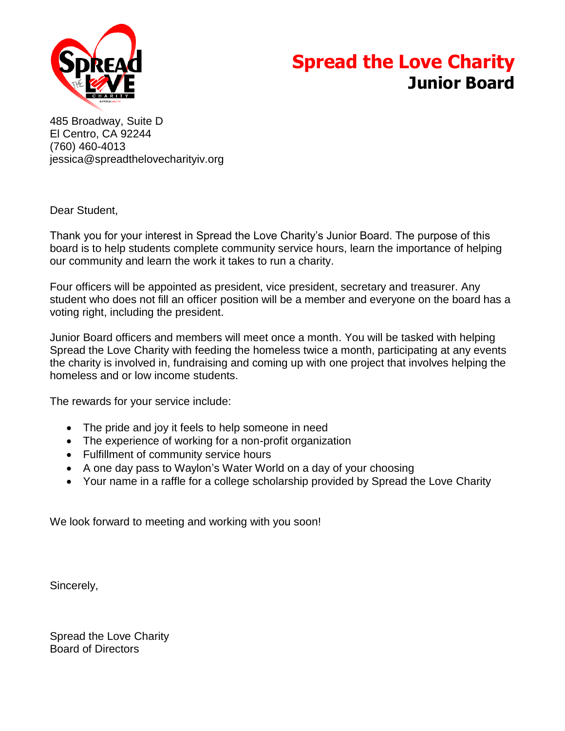# Spread the Love Charity
## Junior Board

485 Broadway, Suite D
El Centro, CA 92244
(760) 460-4013
jessica@spreadthelovecharityiv.org

Dear Student,

Thank you for your interest in Spread the Love Charity's Junior Board. The purpose of this board is to help students complete community service hours, learn the importance of helping our community and learn the work it takes to run a charity.

Four officers will be appointed as president, vice president, secretary and treasurer. Any student who does not fill an officer position will be a member and everyone on the board has a voting right, including the president.

Junior Board officers and members will meet once a month. You will be tasked with helping Spread the Love Charity with feeding the homeless twice a month, participating at any events the charity is involved in, fundraising and coming up with one project that involves helping the homeless and or low income students.

The rewards for your service include:

- The pride and joy it feels to help someone in need
- The experience of working for a non-profit organization
- Fulfillment of community service hours
- A one day pass to Waylon's Water World on a day of your choosing
- Your name in a raffle for a college scholarship provided by Spread the Love Charity

We look forward to meeting and working with you soon!

Sincerely,

Spread the Love Charity
Board of Directors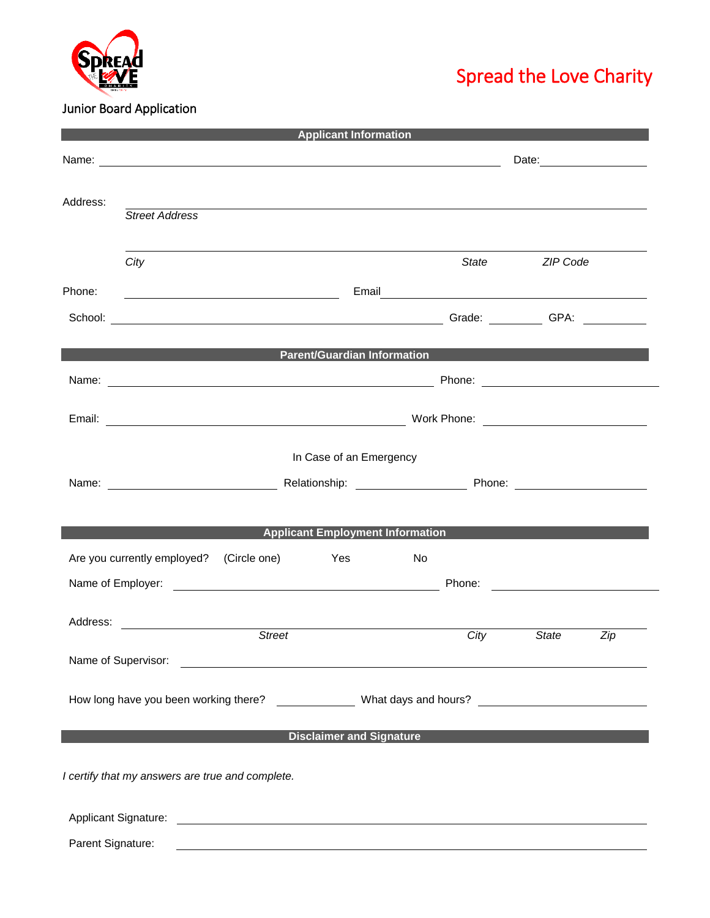# Spread the Love Charity

Junior Board Application

## Applicant Information

Name: ______________________________ Date: ______________

Address: ______________________________

*Street Address*

______________________________

*City* *State* *ZIP Code*

Phone: ______________ Email ______________

School: ______________ Grade: ________ GPA: ________

## Parent/Guardian Information

Name: ______________________________ Phone: ______________

Email: ______________________________ Work Phone: ______________

In Case of an Emergency

Name: ______________ Relationship: ______________ Phone: ______________

## Applicant Employment Information

Are you currently employed? (Circle one) Yes No

Name of Employer: ______________________________ Phone: ______________

Address: ______________________________

*Street* *City* *State* *Zip*

Name of Supervisor: ______________________________

How long have you been working there? ____________ What days and hours? ______________

## Disclaimer and Signature

*I certify that my answers are true and complete.*

Applicant Signature: ______________________________

Parent Signature: ______________________________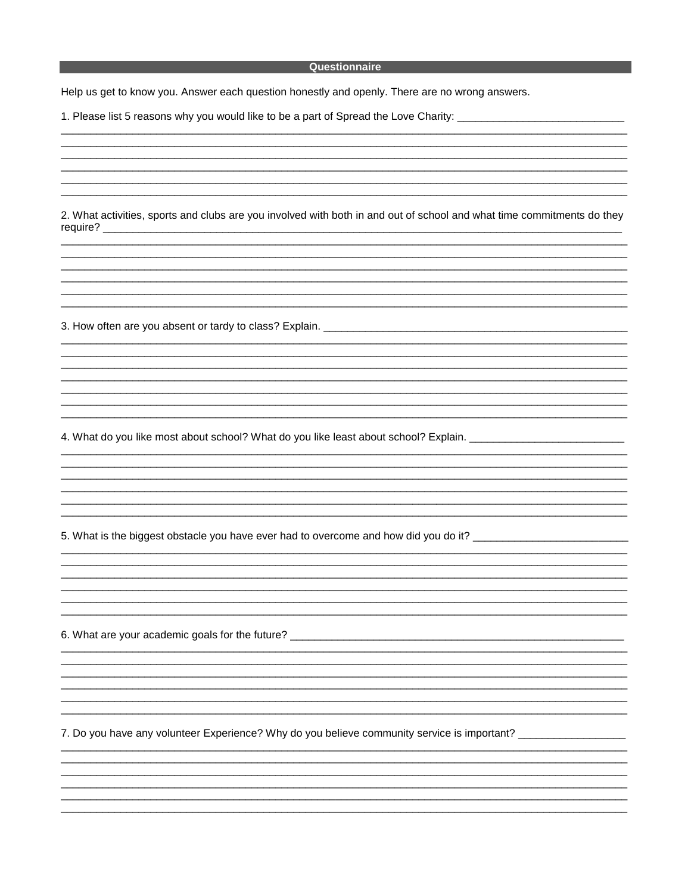## Questionnaire

Help us get to know you. Answer each question honestly and openly. There are no wrong answers.

1. Please list 5 reasons why you would like to be a part of Spread the Love Charity: ____________________________

______________________________________________________________________________________________________

______________________________________________________________________________________________________

______________________________________________________________________________________________________

______________________________________________________________________________________________________

______________________________________________________________________________________________________

______________________________________________________________________________________________________

2. What activities, sports and clubs are you involved with both in and out of school and what time commitments do they require? ______________________________________________________________________________________________

______________________________________________________________________________________________________

______________________________________________________________________________________________________

______________________________________________________________________________________________________

______________________________________________________________________________________________________

______________________________________________________________________________________________________

______________________________________________________________________________________________________

3. How often are you absent or tardy to class? Explain. ______________________________________________________

______________________________________________________________________________________________________

______________________________________________________________________________________________________

______________________________________________________________________________________________________

______________________________________________________________________________________________________

______________________________________________________________________________________________________

______________________________________________________________________________________________________

______________________________________________________________________________________________________

4. What do you like most about school? What do you like least about school? Explain. __________________________

______________________________________________________________________________________________________

______________________________________________________________________________________________________

______________________________________________________________________________________________________

______________________________________________________________________________________________________

______________________________________________________________________________________________________

______________________________________________________________________________________________________

5. What is the biggest obstacle you have ever had to overcome and how did you do it? __________________________

______________________________________________________________________________________________________

______________________________________________________________________________________________________

______________________________________________________________________________________________________

______________________________________________________________________________________________________

______________________________________________________________________________________________________

______________________________________________________________________________________________________

6. What are your academic goals for the future? ___________________________________________________________

______________________________________________________________________________________________________

______________________________________________________________________________________________________

______________________________________________________________________________________________________

______________________________________________________________________________________________________

______________________________________________________________________________________________________

______________________________________________________________________________________________________

7. Do you have any volunteer Experience? Why do you believe community service is important? __________________

______________________________________________________________________________________________________

______________________________________________________________________________________________________

______________________________________________________________________________________________________

______________________________________________________________________________________________________

______________________________________________________________________________________________________

______________________________________________________________________________________________________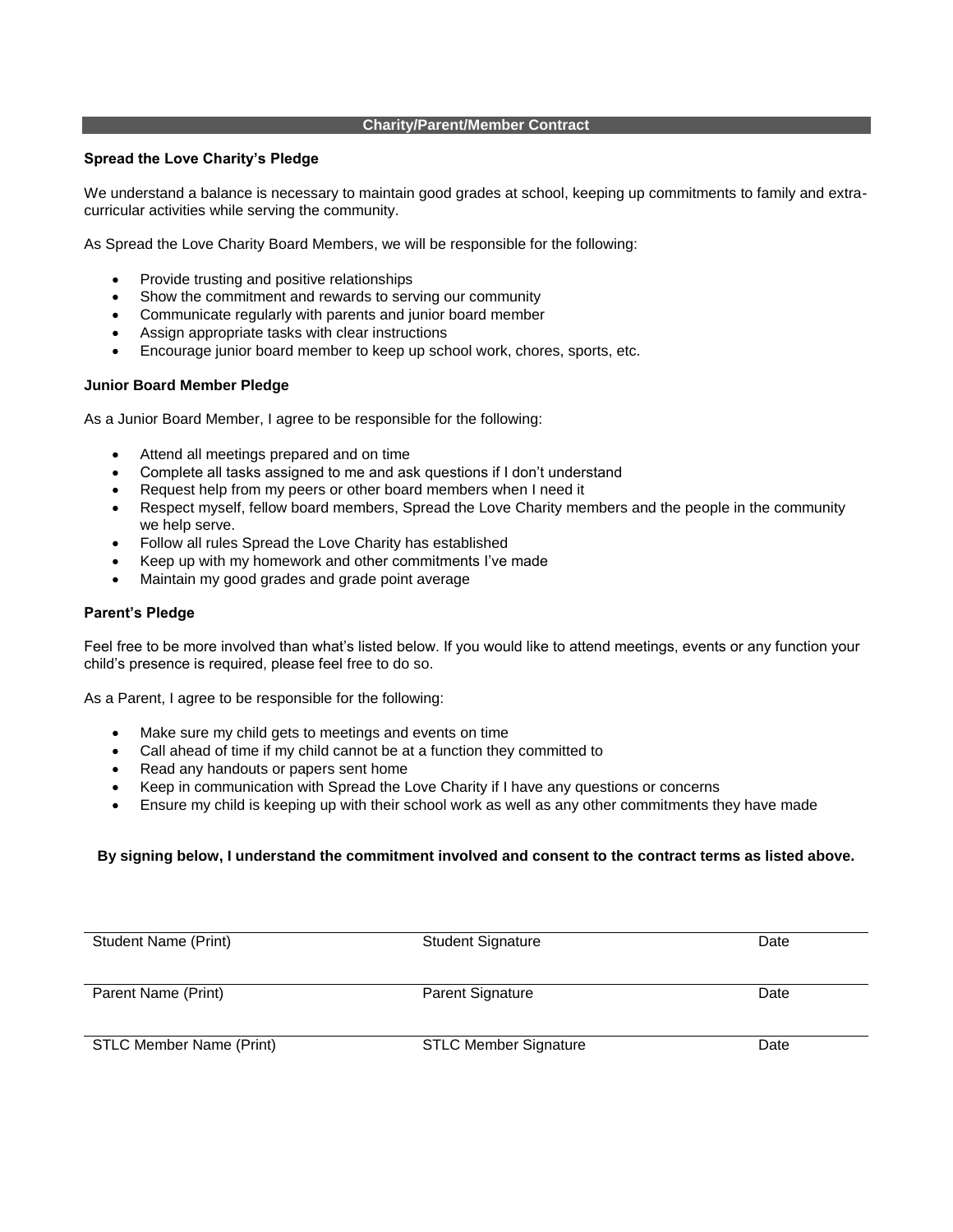## Charity/Parent/Member Contract

### Spread the Love Charity's Pledge

We understand a balance is necessary to maintain good grades at school, keeping up commitments to family and extra-curricular activities while serving the community.

As Spread the Love Charity Board Members, we will be responsible for the following:

- Provide trusting and positive relationships
- Show the commitment and rewards to serving our community
- Communicate regularly with parents and junior board member
- Assign appropriate tasks with clear instructions
- Encourage junior board member to keep up school work, chores, sports, etc.

### Junior Board Member Pledge

As a Junior Board Member, I agree to be responsible for the following:

- Attend all meetings prepared and on time
- Complete all tasks assigned to me and ask questions if I don't understand
- Request help from my peers or other board members when I need it
- Respect myself, fellow board members, Spread the Love Charity members and the people in the community we help serve.
- Follow all rules Spread the Love Charity has established
- Keep up with my homework and other commitments I've made
- Maintain my good grades and grade point average

### Parent's Pledge

Feel free to be more involved than what's listed below. If you would like to attend meetings, events or any function your child's presence is required, please feel free to do so.

As a Parent, I agree to be responsible for the following:

- Make sure my child gets to meetings and events on time
- Call ahead of time if my child cannot be at a function they committed to
- Read any handouts or papers sent home
- Keep in communication with Spread the Love Charity if I have any questions or concerns
- Ensure my child is keeping up with their school work as well as any other commitments they have made

**By signing below, I understand the commitment involved and consent to the contract terms as listed above.**

| Student Name (Print) | Student Signature | Date |
|---|---|---|
| Parent Name (Print) | Parent Signature | Date |
| STLC Member Name (Print) | STLC Member Signature | Date |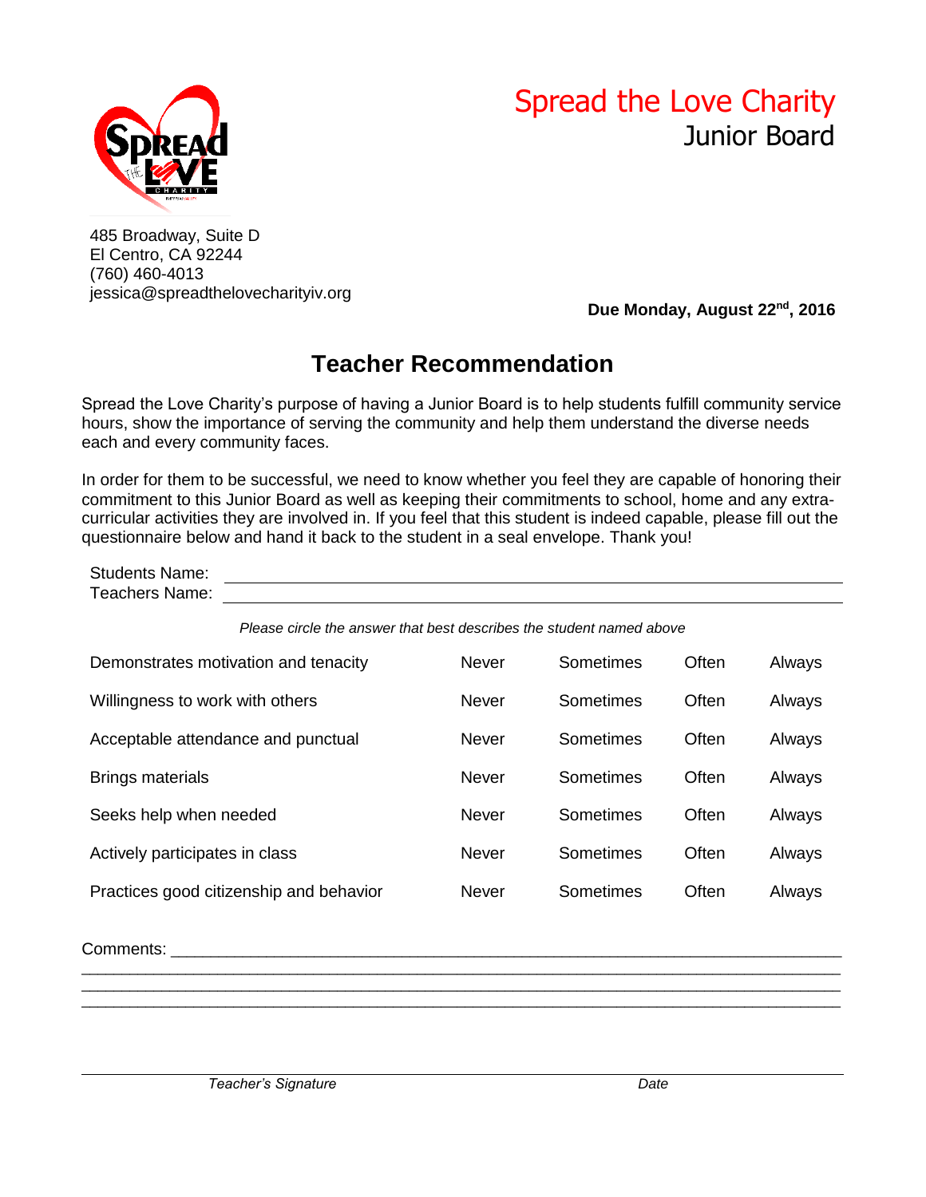# Spread the Love Charity
## Junior Board

485 Broadway, Suite D
El Centro, CA 92244
(760) 460-4013
jessica@spreadthelovecharityiv.org

**Due Monday, August 22nd, 2016**

## Teacher Recommendation

Spread the Love Charity's purpose of having a Junior Board is to help students fulfill community service hours, show the importance of serving the community and help them understand the diverse needs each and every community faces.

In order for them to be successful, we need to know whether you feel they are capable of honoring their commitment to this Junior Board as well as keeping their commitments to school, home and any extra-curricular activities they are involved in. If you feel that this student is indeed capable, please fill out the questionnaire below and hand it back to the student in a seal envelope. Thank you!

Students Name: ______________________________
Teachers Name: ______________________________

*Please circle the answer that best describes the student named above*

| | | | | |
|---|---|---|---|---|
| Demonstrates motivation and tenacity | Never | Sometimes | Often | Always |
| Willingness to work with others | Never | Sometimes | Often | Always |
| Acceptable attendance and punctual | Never | Sometimes | Often | Always |
| Brings materials | Never | Sometimes | Often | Always |
| Seeks help when needed | Never | Sometimes | Often | Always |
| Actively participates in class | Never | Sometimes | Often | Always |
| Practices good citizenship and behavior | Never | Sometimes | Often | Always |

Comments: ____________________________________________________________________
______________________________________________________________________________
______________________________________________________________________________
______________________________________________________________________________

______________________________________________________________________________
*Teacher's Signature* *Date*